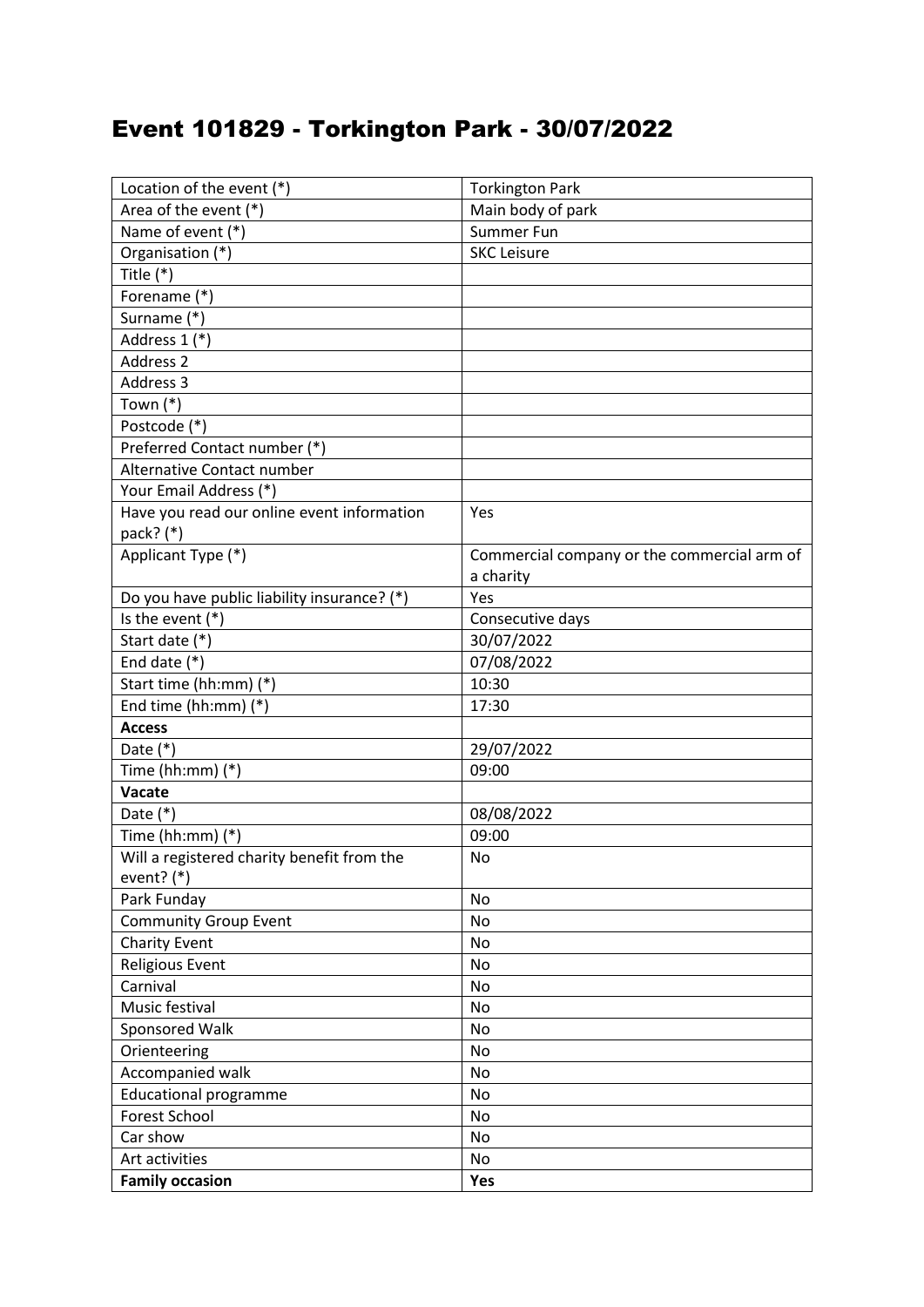# Event 101829 - Torkington Park - 30/07/2022

| | |
|---|---|
| Location of the event (*) | Torkington Park |
| Area of the event (*) | Main body of park |
| Name of event (*) | Summer Fun |
| Organisation (*) | SKC Leisure |
| Title (*) | |
| Forename (*) | |
| Surname (*) | |
| Address 1 (*) | |
| Address 2 | |
| Address 3 | |
| Town (*) | |
| Postcode (*) | |
| Preferred Contact number (*) | |
| Alternative Contact number | |
| Your Email Address (*) | |
| Have you read our online event information pack? (*) | Yes |
| Applicant Type (*) | Commercial company or the commercial arm of a charity |
| Do you have public liability insurance? (*) | Yes |
| Is the event (*) | Consecutive days |
| Start date (*) | 30/07/2022 |
| End date (*) | 07/08/2022 |
| Start time (hh:mm) (*) | 10:30 |
| End time (hh:mm) (*) | 17:30 |
| **Access** | |
| Date (*) | 29/07/2022 |
| Time (hh:mm) (*) | 09:00 |
| **Vacate** | |
| Date (*) | 08/08/2022 |
| Time (hh:mm) (*) | 09:00 |
| Will a registered charity benefit from the event? (*) | No |
| Park Funday | No |
| Community Group Event | No |
| Charity Event | No |
| Religious Event | No |
| Carnival | No |
| Music festival | No |
| Sponsored Walk | No |
| Orienteering | No |
| Accompanied walk | No |
| Educational programme | No |
| Forest School | No |
| Car show | No |
| Art activities | No |
| **Family occasion** | **Yes** |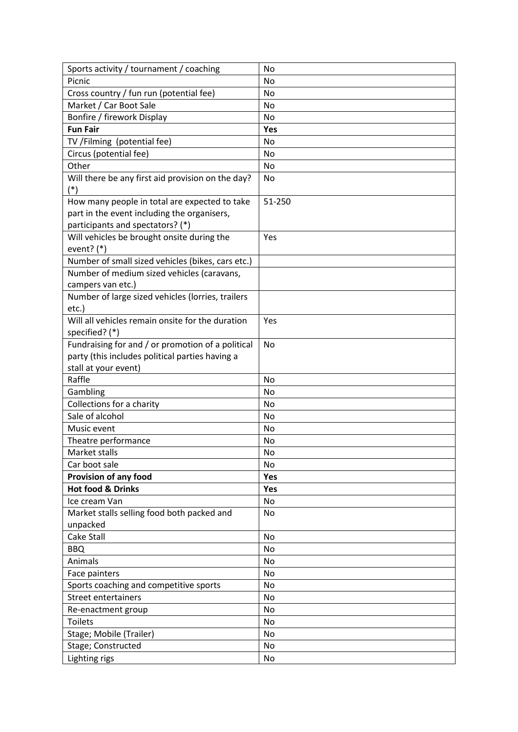| Sports activity / tournament / coaching | No |
|---|---|
| Picnic | No |
| Cross country / fun run (potential fee) | No |
| Market / Car Boot Sale | No |
| Bonfire / firework Display | No |
| **Fun Fair** | **Yes** |
| TV /Filming (potential fee) | No |
| Circus (potential fee) | No |
| Other | No |
| Will there be any first aid provision on the day? (*) | No |
| How many people in total are expected to take part in the event including the organisers, participants and spectators? (*) | 51-250 |
| Will vehicles be brought onsite during the event? (*) | Yes |
| Number of small sized vehicles (bikes, cars etc.) | |
| Number of medium sized vehicles (caravans, campers van etc.) | |
| Number of large sized vehicles (lorries, trailers etc.) | |
| Will all vehicles remain onsite for the duration specified? (*) | Yes |
| Fundraising for and / or promotion of a political party (this includes political parties having a stall at your event) | No |
| Raffle | No |
| Gambling | No |
| Collections for a charity | No |
| Sale of alcohol | No |
| Music event | No |
| Theatre performance | No |
| Market stalls | No |
| Car boot sale | No |
| **Provision of any food** | **Yes** |
| **Hot food & Drinks** | **Yes** |
| Ice cream Van | No |
| Market stalls selling food both packed and unpacked | No |
| Cake Stall | No |
| BBQ | No |
| Animals | No |
| Face painters | No |
| Sports coaching and competitive sports | No |
| Street entertainers | No |
| Re-enactment group | No |
| Toilets | No |
| Stage; Mobile (Trailer) | No |
| Stage; Constructed | No |
| Lighting rigs | No |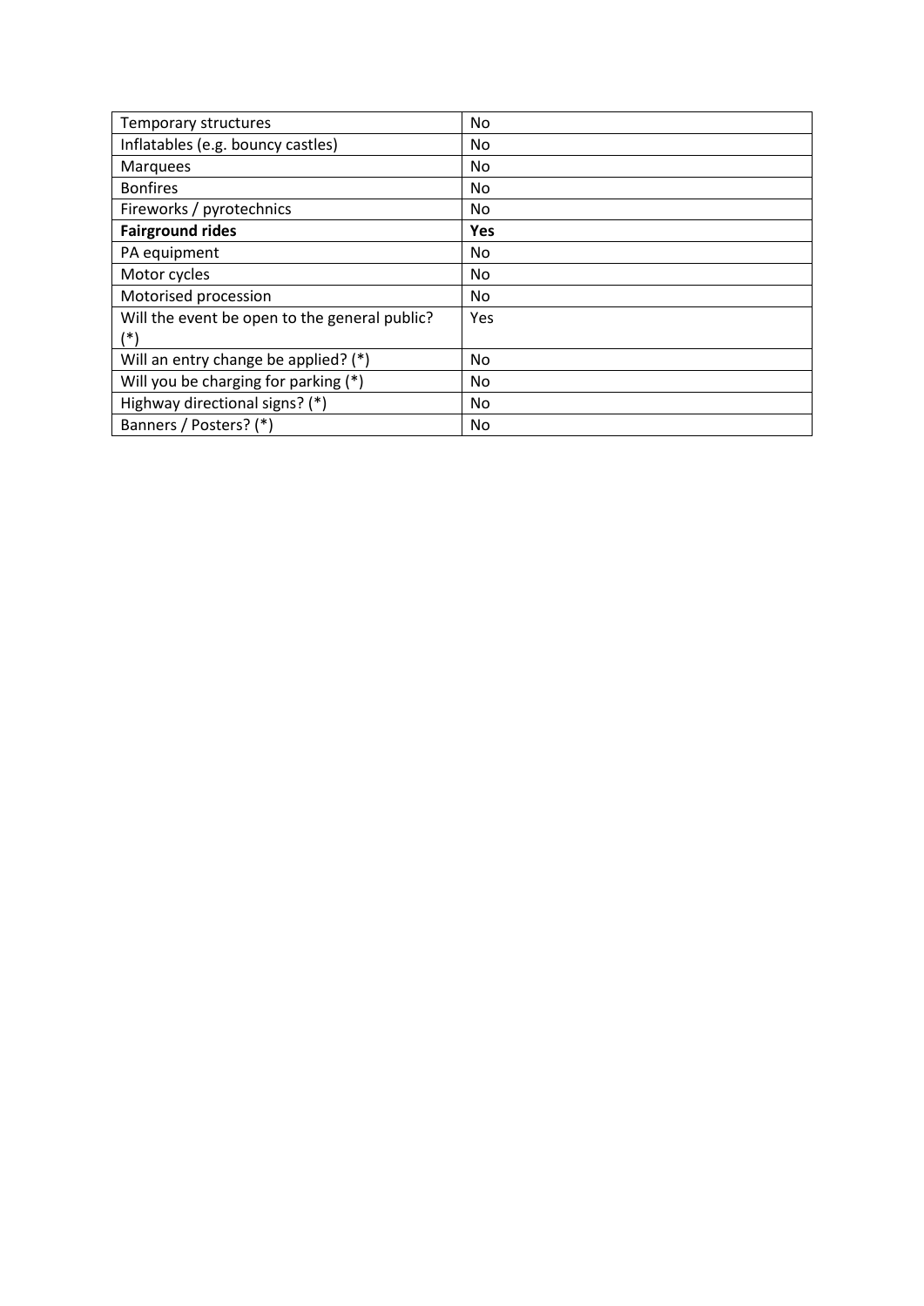| | |
|---|---|
| Temporary structures | No |
| Inflatables (e.g. bouncy castles) | No |
| Marquees | No |
| Bonfires | No |
| Fireworks / pyrotechnics | No |
| **Fairground rides** | **Yes** |
| PA equipment | No |
| Motor cycles | No |
| Motorised procession | No |
| Will the event be open to the general public? (*) | Yes |
| Will an entry change be applied? (*) | No |
| Will you be charging for parking (*) | No |
| Highway directional signs? (*) | No |
| Banners / Posters? (*) | No |